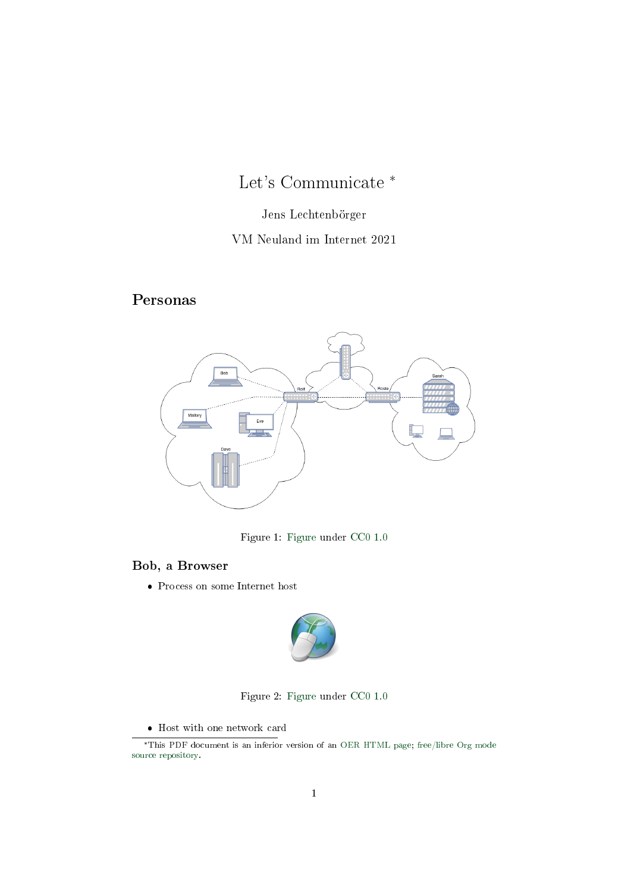# Let's Communicate *

Jens Lechtenbörger

VM Neuland im Internet 2021

## Personas

Figure 1: Figure under CC0 1.0

### Bob, a Browser

- Process on some Internet host

Figure 2: Figure under CC0 1.0

- Host with one network card

*This PDF document is an inferior version of an OER HTML page; free/libre Org mode source repository.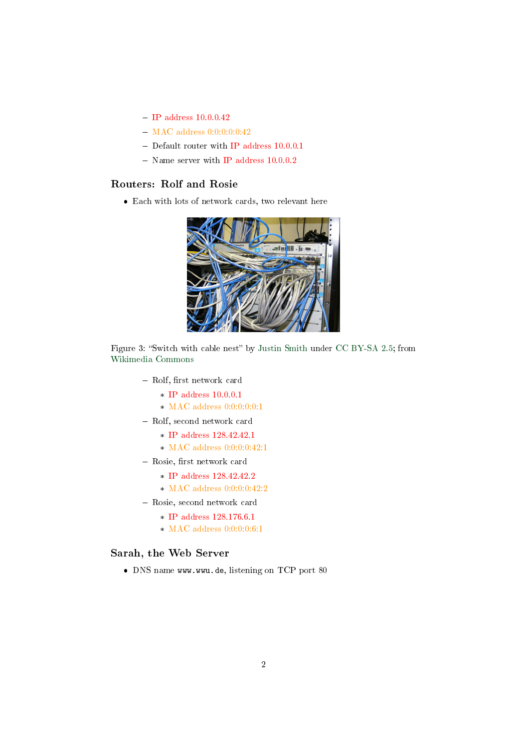- IP address 10.0.0.42
- MAC address 0:0:0:0:0:42
- Default router with IP address 10.0.0.1
- Name server with IP address 10.0.0.2

## Routers: Rolf and Rosie

- Each with lots of network cards, two relevant here

Figure 3: "Switch with cable nest" by Justin Smith under CC BY-SA 2.5; from Wikimedia Commons

- Rolf, first network card
  - IP address 10.0.0.1
  - MAC address 0:0:0:0:0:1
- Rolf, second network card
  - IP address 128.42.42.1
  - MAC address 0:0:0:0:42:1
- Rosie, first network card
  - IP address 128.42.42.2
  - MAC address 0:0:0:0:42:2
- Rosie, second network card
  - IP address 128.176.6.1
  - MAC address 0:0:0:0:6:1

## Sarah, the Web Server

- DNS name `www.wwu.de`, listening on TCP port 80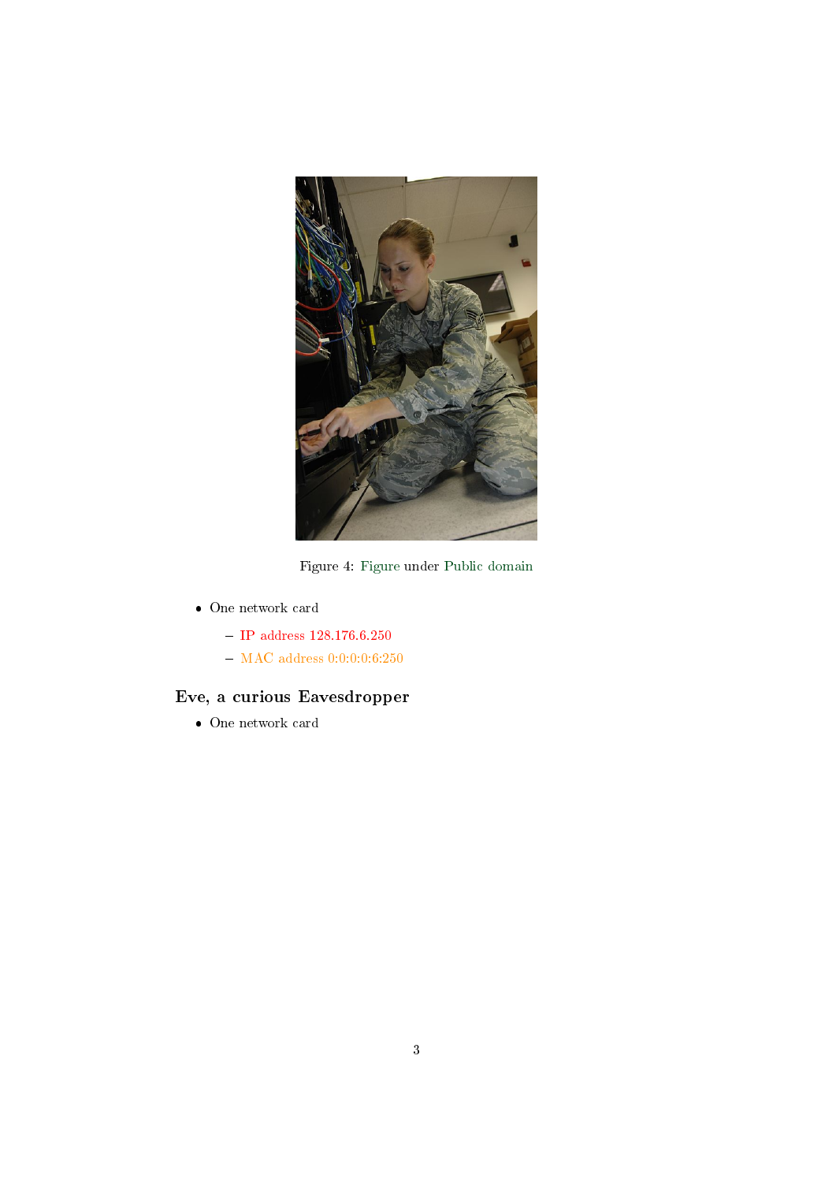Figure 4: Figure under Public domain

- One network card
  - IP address 128.176.6.250
  - MAC address 0:0:0:0:6:250

### Eve, a curious Eavesdropper

- One network card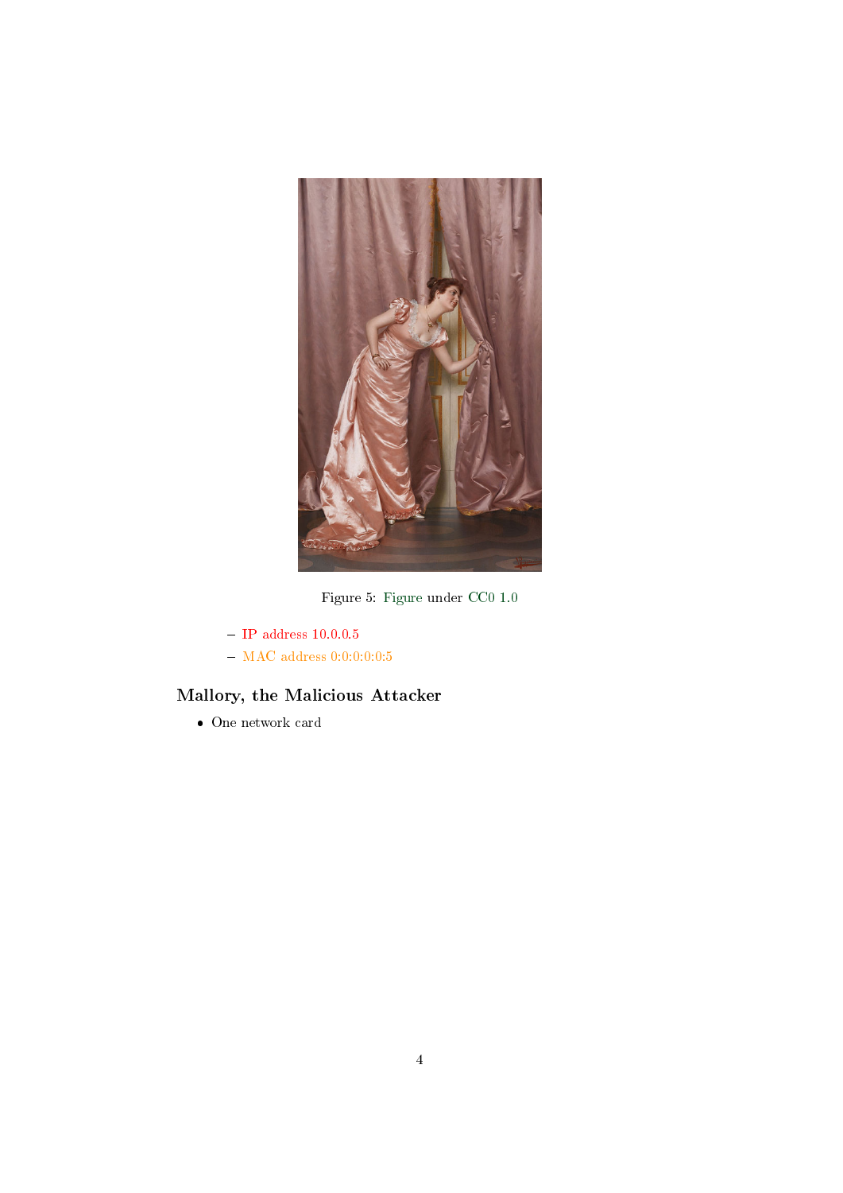Figure 5: Figure under CC0 1.0

  - IP address 10.0.0.5
  - MAC address 0:0:0:0:0:5

### Mallory, the Malicious Attacker

- One network card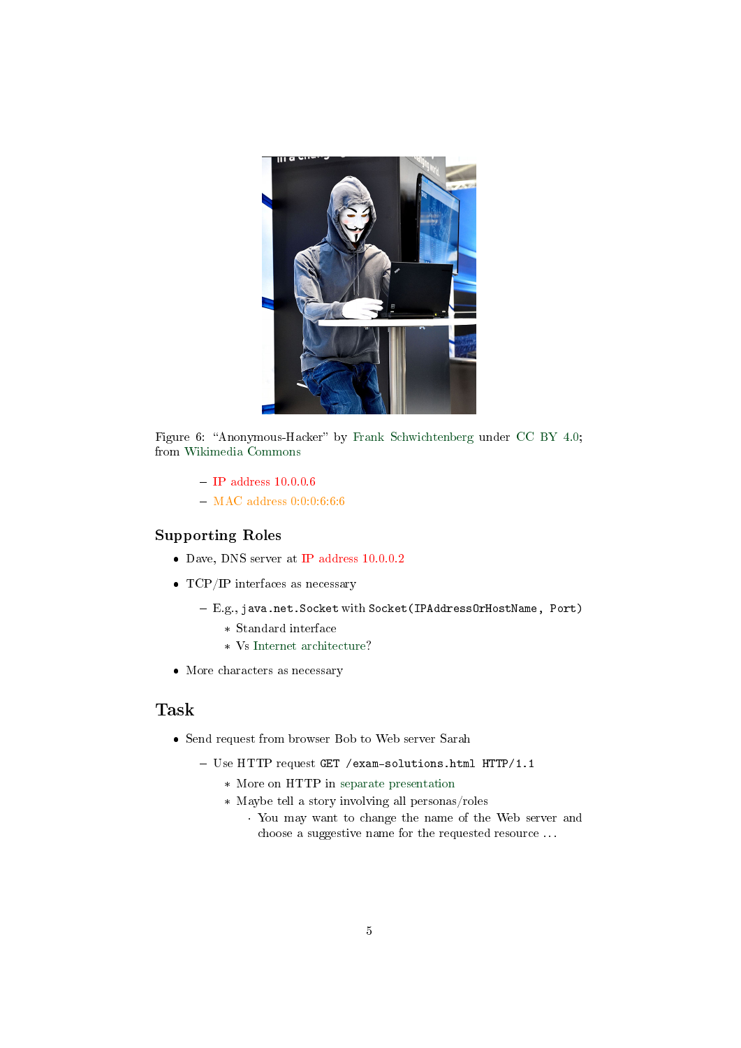Figure 6: “Anonymous-Hacker” by Frank Schwichtenberg under CC BY 4.0; from Wikimedia Commons

  - IP address 10.0.0.6
  - MAC address 0:0:0:6:6:6

### Supporting Roles

- Dave, DNS server at IP address 10.0.0.2
- TCP/IP interfaces as necessary
  - E.g., `java.net.Socket` with `Socket(IPAddressOrHostName, Port)`
    - Standard interface
    - Vs Internet architecture?
- More characters as necessary

## Task

- Send request from browser Bob to Web server Sarah
  - Use HTTP request `GET /exam-solutions.html HTTP/1.1`
    - More on HTTP in separate presentation
    - Maybe tell a story involving all personas/roles
      - You may want to change the name of the Web server and choose a suggestive name for the requested resource ...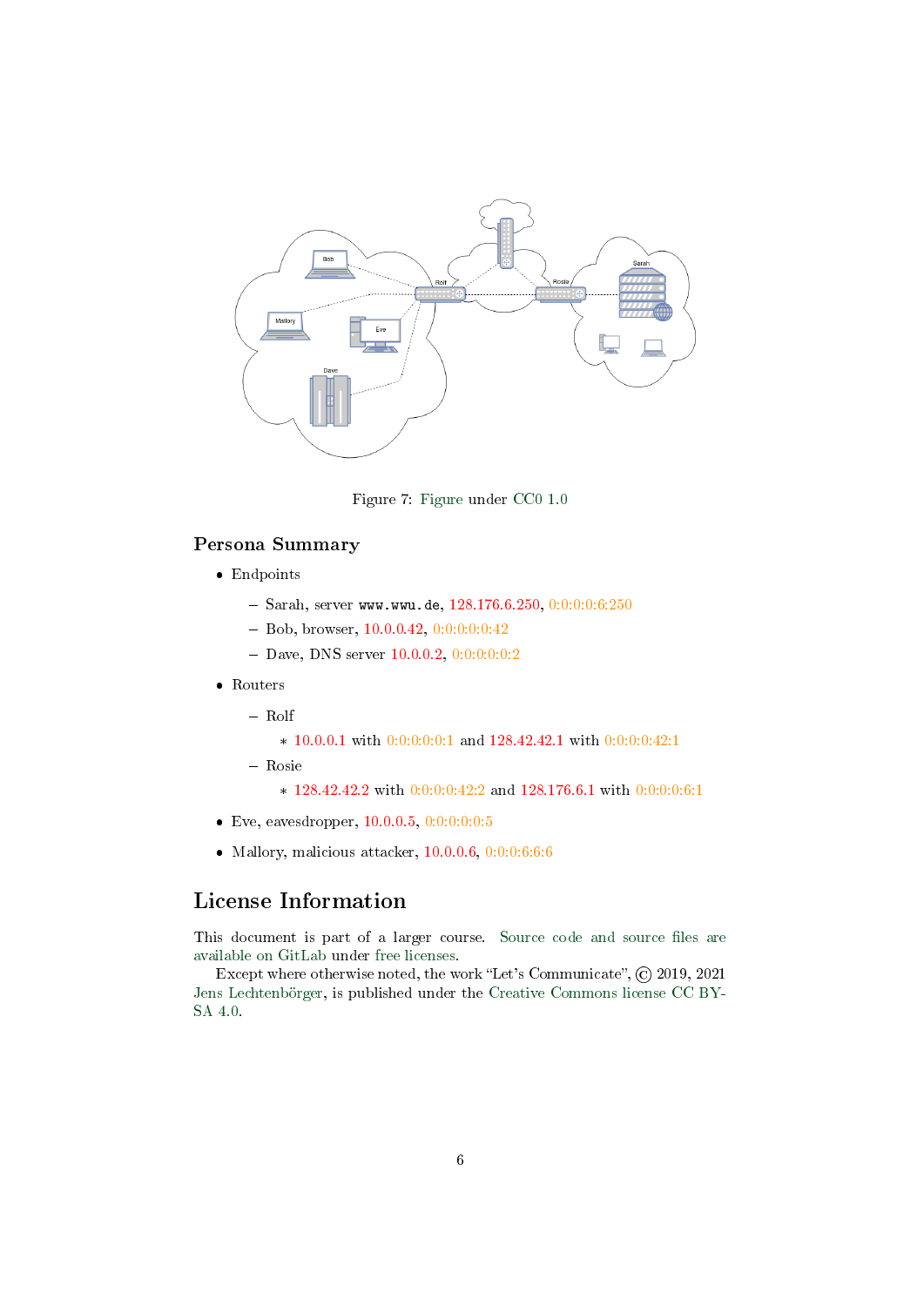Bob

Mallory

Eve

Dave

Rolf

Rosie

Sarah

Figure 7: Figure under CC0 1.0

### Persona Summary

- Endpoints
  - Sarah, server `www.wwu.de`, 128.176.6.250, 0:0:0:0:6:250
  - Bob, browser, 10.0.0.42, 0:0:0:0:0:42
  - Dave, DNS server 10.0.0.2, 0:0:0:0:0:2
- Routers
  - Rolf
    - 10.0.0.1 with 0:0:0:0:0:1 and 128.42.42.1 with 0:0:0:0:42:1
  - Rosie
    - 128.42.42.2 with 0:0:0:0:42:2 and 128.176.6.1 with 0:0:0:0:6:1
- Eve, eavesdropper, 10.0.0.5, 0:0:0:0:0:5
- Mallory, malicious attacker, 10.0.0.6, 0:0:0:6:6:6

## License Information

This document is part of a larger course. Source code and source files are available on GitLab under free licenses.

Except where otherwise noted, the work "Let's Communicate", © 2019, 2021 Jens Lechtenbörger, is published under the Creative Commons license CC BY-SA 4.0.